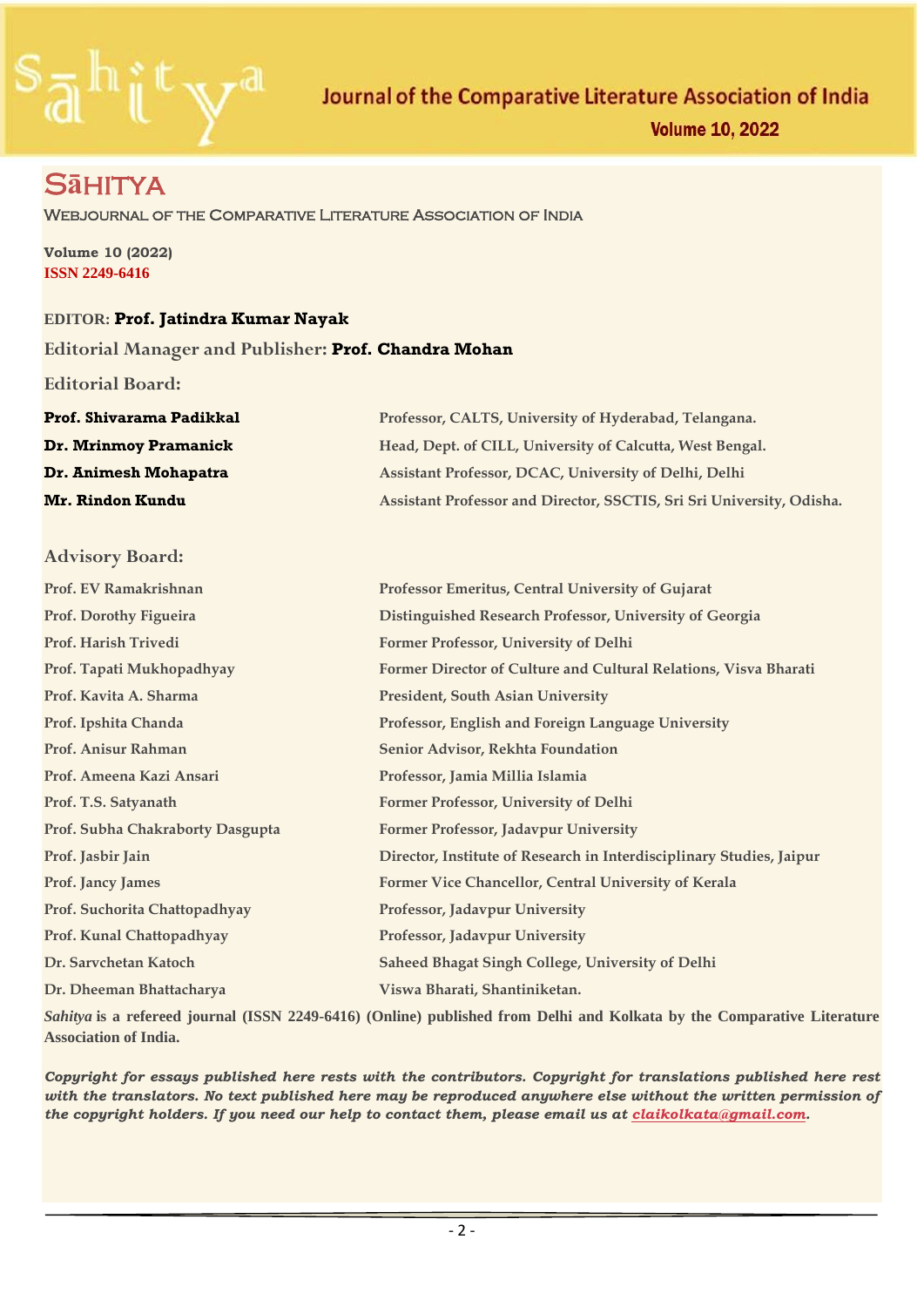# Sāhitya

## Webjournal of the Comparative Literature Association of India

**Volume 10 (2022)**
**ISSN 2249-6416**

**EDITOR: Prof. Jatindra Kumar Nayak**

**Editorial Manager and Publisher: Prof. Chandra Mohan**

### Editorial Board:

| | |
|---|---|
| **Prof. Shivarama Padikkal** | Professor, CALTS, University of Hyderabad, Telangana. |
| **Dr. Mrinmoy Pramanick** | Head, Dept. of CILL, University of Calcutta, West Bengal. |
| **Dr. Animesh Mohapatra** | Assistant Professor, DCAC, University of Delhi, Delhi |
| **Mr. Rindon Kundu** | Assistant Professor and Director, SSCTIS, Sri Sri University, Odisha. |

### Advisory Board:

| | |
|---|---|
| Prof. EV Ramakrishnan | Professor Emeritus, Central University of Gujarat |
| Prof. Dorothy Figueira | Distinguished Research Professor, University of Georgia |
| Prof. Harish Trivedi | Former Professor, University of Delhi |
| Prof. Tapati Mukhopadhyay | Former Director of Culture and Cultural Relations, Visva Bharati |
| Prof. Kavita A. Sharma | President, South Asian University |
| Prof. Ipshita Chanda | Professor, English and Foreign Language University |
| Prof. Anisur Rahman | Senior Advisor, Rekhta Foundation |
| Prof. Ameena Kazi Ansari | Professor, Jamia Millia Islamia |
| Prof. T.S. Satyanath | Former Professor, University of Delhi |
| Prof. Subha Chakraborty Dasgupta | Former Professor, Jadavpur University |
| Prof. Jasbir Jain | Director, Institute of Research in Interdisciplinary Studies, Jaipur |
| Prof. Jancy James | Former Vice Chancellor, Central University of Kerala |
| Prof. Suchorita Chattopadhyay | Professor, Jadavpur University |
| Prof. Kunal Chattopadhyay | Professor, Jadavpur University |
| Dr. Sarvchetan Katoch | Saheed Bhagat Singh College, University of Delhi |
| Dr. Dheeman Bhattacharya | Viswa Bharati, Shantiniketan. |

***Sahitya*** **is a refereed journal (ISSN 2249-6416) (Online) published from Delhi and Kolkata by the Comparative Literature Association of India.**

***Copyright for essays published here rests with the contributors. Copyright for translations published here rest with the translators. No text published here may be reproduced anywhere else without the written permission of the copyright holders. If you need our help to contact them, please email us at claikolkata@gmail.com.***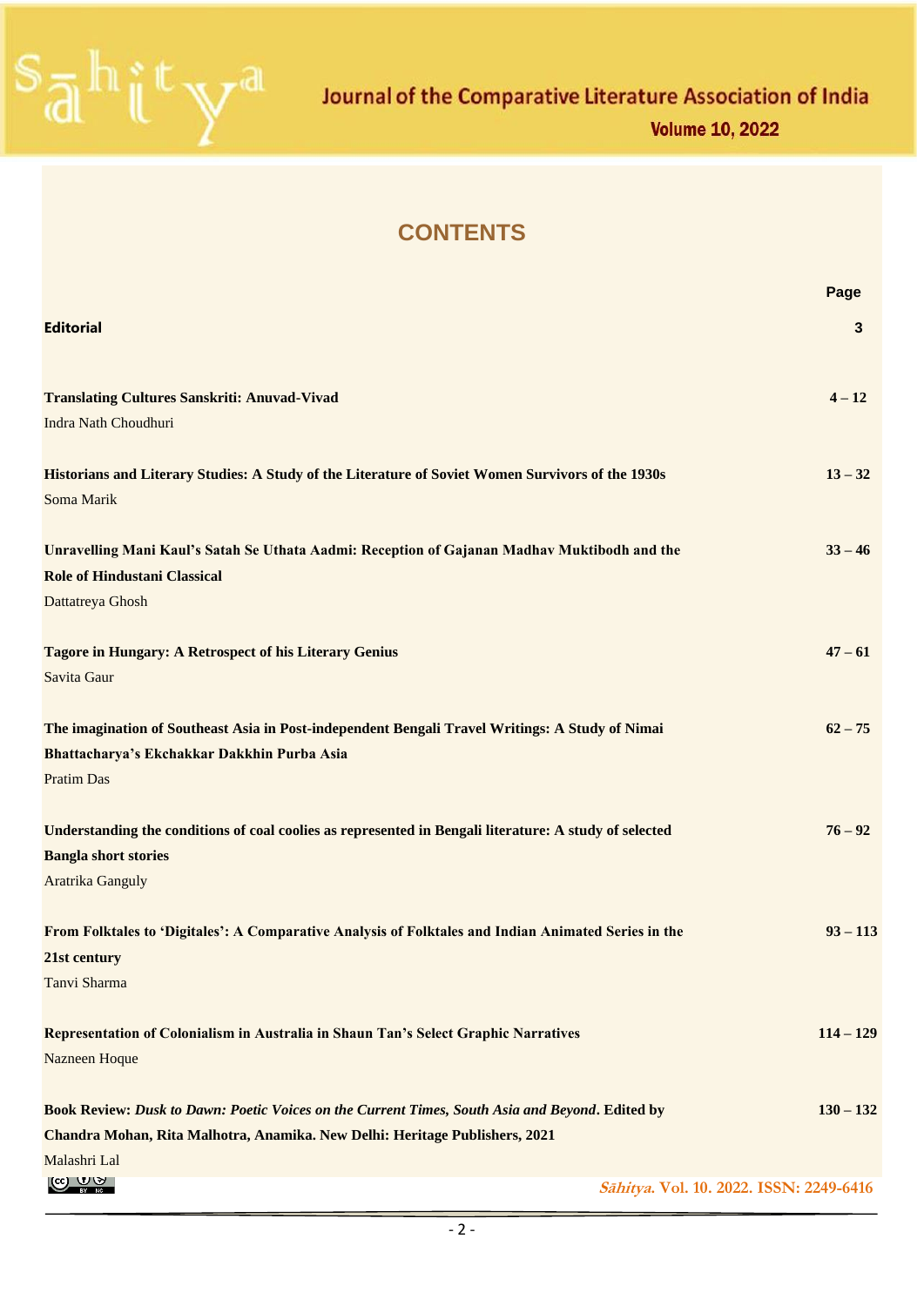# CONTENTS

| | Page |
|---|---|
| **Editorial** | **3** |
| **Translating Cultures Sanskriti: Anuvad-Vivad**<br>Indra Nath Choudhuri | **4 – 12** |
| **Historians and Literary Studies: A Study of the Literature of Soviet Women Survivors of the 1930s**<br>Soma Marik | **13 – 32** |
| **Unravelling Mani Kaul's Satah Se Uthata Aadmi: Reception of Gajanan Madhav Muktibodh and the Role of Hindustani Classical**<br>Dattatreya Ghosh | **33 – 46** |
| **Tagore in Hungary: A Retrospect of his Literary Genius**<br>Savita Gaur | **47 – 61** |
| **The imagination of Southeast Asia in Post-independent Bengali Travel Writings: A Study of Nimai Bhattacharya's Ekchakkar Dakkhin Purba Asia**<br>Pratim Das | **62 – 75** |
| **Understanding the conditions of coal coolies as represented in Bengali literature: A study of selected Bangla short stories**<br>Aratrika Ganguly | **76 – 92** |
| **From Folktales to 'Digitales': A Comparative Analysis of Folktales and Indian Animated Series in the 21st century**<br>Tanvi Sharma | **93 – 113** |
| **Representation of Colonialism in Australia in Shaun Tan's Select Graphic Narratives**<br>Nazneen Hoque | **114 – 129** |
| **Book Review: *Dusk to Dawn: Poetic Voices on the Current Times, South Asia and Beyond*. Edited by Chandra Mohan, Rita Malhotra, Anamika. New Delhi: Heritage Publishers, 2021**<br>Malashri Lal | **130 – 132** |